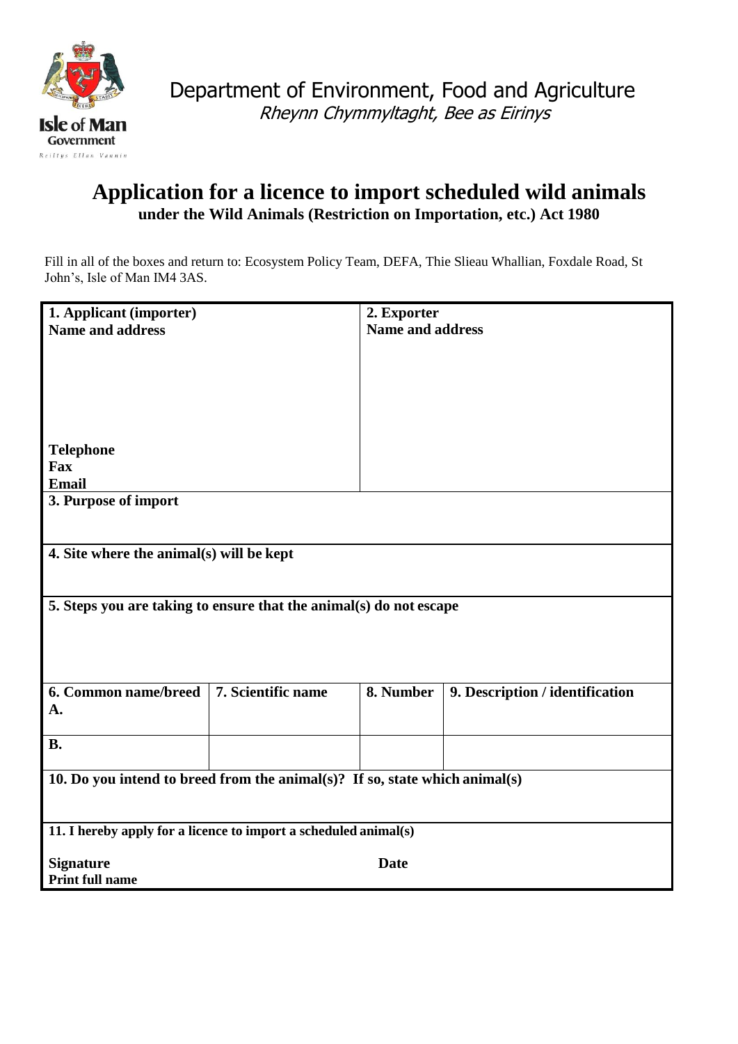Isle of Man Government

Reiltys Ellan Vannin

Department of Environment, Food and Agriculture

*Rheynn Chymmyltaght, Bee as Eirinys*

# Application for a licence to import scheduled wild animals

## under the Wild Animals (Restriction on Importation, etc.) Act 1980

Fill in all of the boxes and return to: Ecosystem Policy Team, DEFA, Thie Slieau Whallian, Foxdale Road, St John's, Isle of Man IM4 3AS.

| | | | |
|---|---|---|---|
| **1. Applicant (importer)**<br>**Name and address**<br><br><br><br>**Telephone**<br>**Fax**<br>**Email** | | **2. Exporter**<br>**Name and address** | |
| **3. Purpose of import** | | | |
| **4. Site where the animal(s) will be kept** | | | |
| **5. Steps you are taking to ensure that the animal(s) do not escape** | | | |
| **6. Common name/breed**<br>**A.** | **7. Scientific name** | **8. Number** | **9. Description / identification** |
| **B.** | | | |
| **10. Do you intend to breed from the animal(s)? If so, state which animal(s)** | | | |
| **11. I hereby apply for a licence to import a scheduled animal(s)**<br><br>**Signature**<br>**Print full name** | | **Date** | |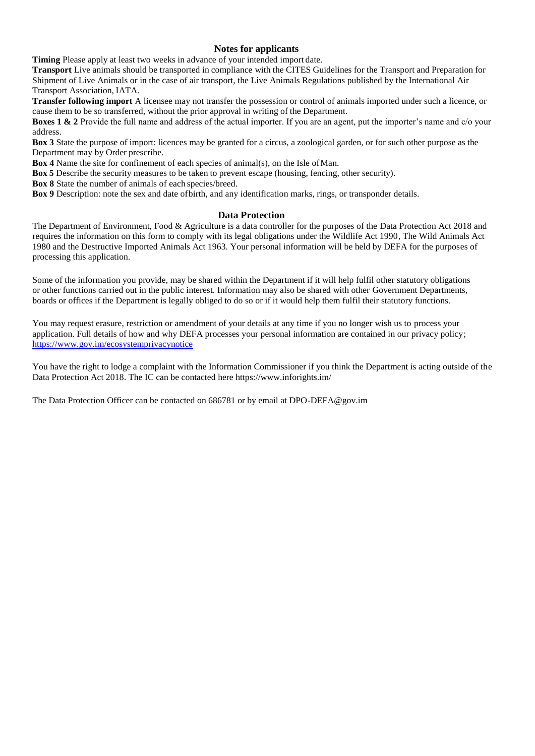## Notes for applicants

**Timing** Please apply at least two weeks in advance of your intended import date.

**Transport** Live animals should be transported in compliance with the CITES Guidelines for the Transport and Preparation for Shipment of Live Animals or in the case of air transport, the Live Animals Regulations published by the International Air Transport Association, IATA.

**Transfer following import** A licensee may not transfer the possession or control of animals imported under such a licence, or cause them to be so transferred, without the prior approval in writing of the Department.

**Boxes 1 & 2** Provide the full name and address of the actual importer. If you are an agent, put the importer's name and c/o your address.

**Box 3** State the purpose of import: licences may be granted for a circus, a zoological garden, or for such other purpose as the Department may by Order prescribe.

**Box 4** Name the site for confinement of each species of animal(s), on the Isle of Man.

**Box 5** Describe the security measures to be taken to prevent escape (housing, fencing, other security).

**Box 8** State the number of animals of each species/breed.

**Box 9** Description: note the sex and date of birth, and any identification marks, rings, or transponder details.

## Data Protection

The Department of Environment, Food & Agriculture is a data controller for the purposes of the Data Protection Act 2018 and requires the information on this form to comply with its legal obligations under the Wildlife Act 1990, The Wild Animals Act 1980 and the Destructive Imported Animals Act 1963. Your personal information will be held by DEFA for the purposes of processing this application.

Some of the information you provide, may be shared within the Department if it will help fulfil other statutory obligations or other functions carried out in the public interest. Information may also be shared with other Government Departments, boards or offices if the Department is legally obliged to do so or if it would help them fulfil their statutory functions.

You may request erasure, restriction or amendment of your details at any time if you no longer wish us to process your application. Full details of how and why DEFA processes your personal information are contained in our privacy policy; https://www.gov.im/ecosystemprivacynotice

You have the right to lodge a complaint with the Information Commissioner if you think the Department is acting outside of the Data Protection Act 2018. The IC can be contacted here https://www.inforights.im/

The Data Protection Officer can be contacted on 686781 or by email at DPO-DEFA@gov.im